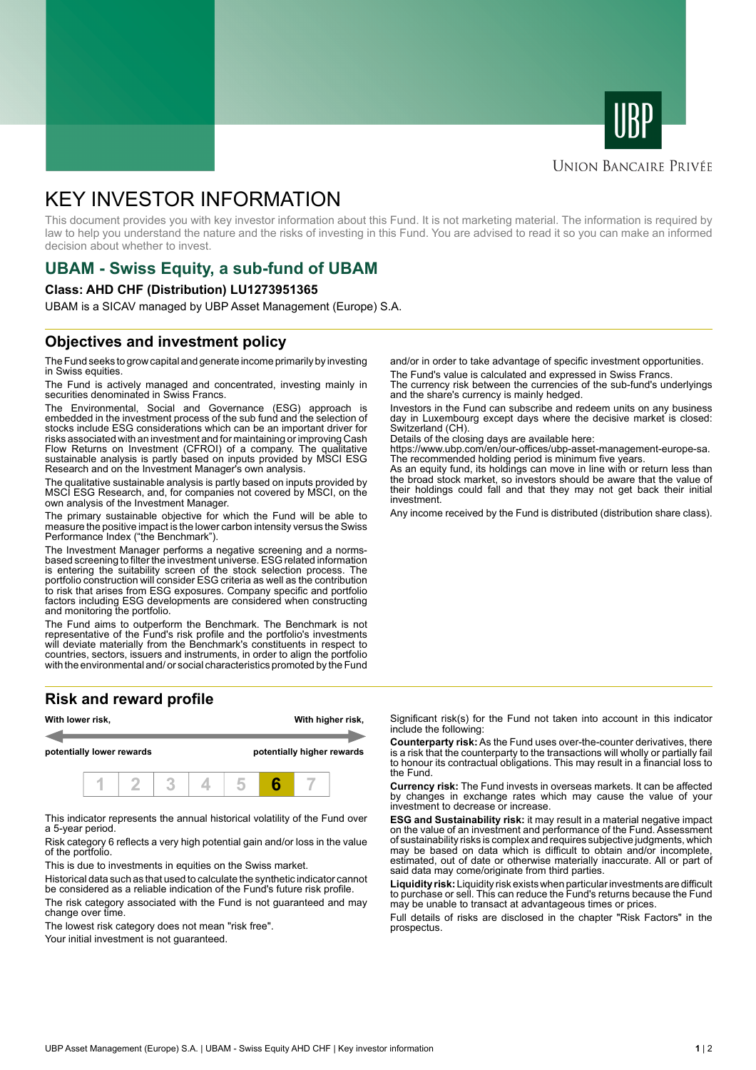UBP

Union Bancaire Privée

# KEY INVESTOR INFORMATION

This document provides you with key investor information about this Fund. It is not marketing material. The information is required by law to help you understand the nature and the risks of investing in this Fund. You are advised to read it so you can make an informed decision about whether to invest.

## UBAM - Swiss Equity, a sub-fund of UBAM

**Class: AHD CHF (Distribution) LU1273951365**

UBAM is a SICAV managed by UBP Asset Management (Europe) S.A.

## Objectives and investment policy

The Fund seeks to grow capital and generate income primarily by investing in Swiss equities.

The Fund is actively managed and concentrated, investing mainly in securities denominated in Swiss Francs.

The Environmental, Social and Governance (ESG) approach is embedded in the investment process of the sub fund and the selection of stocks include ESG considerations which can be an important driver for risks associated with an investment and for maintaining or improving Cash Flow Returns on Investment (CFROI) of a company. The qualitative sustainable analysis is partly based on inputs provided by MSCI ESG Research and on the Investment Manager's own analysis.

The qualitative sustainable analysis is partly based on inputs provided by MSCI ESG Research, and, for companies not covered by MSCI, on the own analysis of the Investment Manager.

The primary sustainable objective for which the Fund will be able to measure the positive impact is the lower carbon intensity versus the Swiss Performance Index ("the Benchmark").

The Investment Manager performs a negative screening and a norms-based screening to filter the investment universe. ESG related information is entering the suitability screen of the stock selection process. The portfolio construction will consider ESG criteria as well as the contribution to risk that arises from ESG exposures. Company specific and portfolio factors including ESG developments are considered when constructing and monitoring the portfolio.

The Fund aims to outperform the Benchmark. The Benchmark is not representative of the Fund's risk profile and the portfolio's investments will deviate materially from the Benchmark's constituents in respect to countries, sectors, issuers and instruments, in order to align the portfolio with the environmental and/ or social characteristics promoted by the Fund and/or in order to take advantage of specific investment opportunities.

The Fund's value is calculated and expressed in Swiss Francs.

The currency risk between the currencies of the sub-fund's underlyings and the share's currency is mainly hedged.

Investors in the Fund can subscribe and redeem units on any business day in Luxembourg except days where the decisive market is closed: Switzerland (CH).

Details of the closing days are available here: https://www.ubp.com/en/our-offices/ubp-asset-management-europe-sa.

The recommended holding period is minimum five years.

As an equity fund, its holdings can move in line with or return less than the broad stock market, so investors should be aware that the value of their holdings could fall and that they may not get back their initial investment.

Any income received by the Fund is distributed (distribution share class).

## Risk and reward profile

| **With lower risk,** | | | | | | **With higher risk,** |
|---|---|---|---|---|---|---|
| **potentially lower rewards** | | | | | | **potentially higher rewards** |
| 1 | 2 | 3 | 4 | 5 | **6** | 7 |

This indicator represents the annual historical volatility of the Fund over a 5-year period.

Risk category 6 reflects a very high potential gain and/or loss in the value of the portfolio.

This is due to investments in equities on the Swiss market.

Historical data such as that used to calculate the synthetic indicator cannot be considered as a reliable indication of the Fund's future risk profile.

The risk category associated with the Fund is not guaranteed and may change over time.

The lowest risk category does not mean "risk free".

Your initial investment is not guaranteed.

Significant risk(s) for the Fund not taken into account in this indicator include the following:

**Counterparty risk:** As the Fund uses over-the-counter derivatives, there is a risk that the counterparty to the transactions will wholly or partially fail to honour its contractual obligations. This may result in a financial loss to the Fund.

**Currency risk:** The Fund invests in overseas markets. It can be affected by changes in exchange rates which may cause the value of your investment to decrease or increase.

**ESG and Sustainability risk:** it may result in a material negative impact on the value of an investment and performance of the Fund. Assessment of sustainability risks is complex and requires subjective judgments, which may be based on data which is difficult to obtain and/or incomplete, estimated, out of date or otherwise materially inaccurate. All or part of said data may come/originate from third parties.

**Liquidity risk:** Liquidity risk exists when particular investments are difficult to purchase or sell. This can reduce the Fund's returns because the Fund may be unable to transact at advantageous times or prices.

Full details of risks are disclosed in the chapter "Risk Factors" in the prospectus.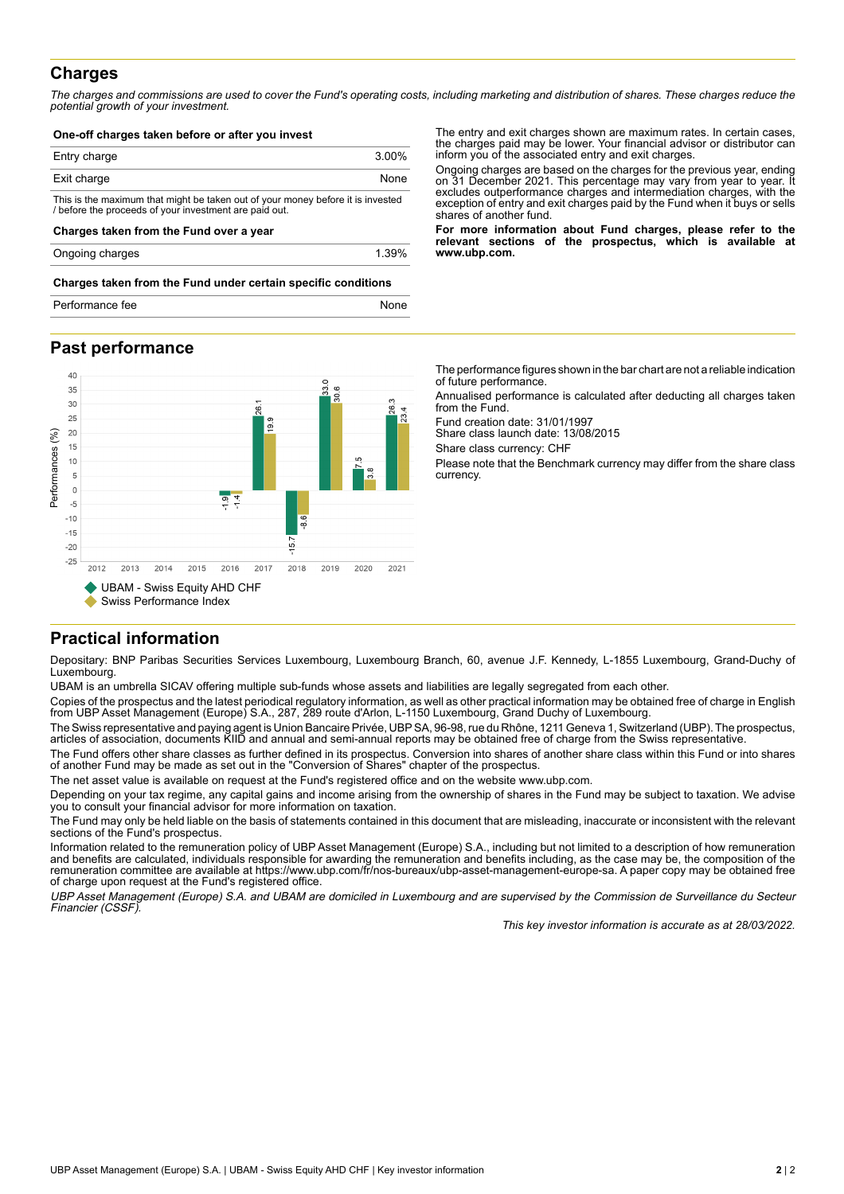## Charges

*The charges and commissions are used to cover the Fund's operating costs, including marketing and distribution of shares. These charges reduce the potential growth of your investment.*

| One-off charges taken before or after you invest | |
|---|---|
| Entry charge | 3.00% |
| Exit charge | None |

This is the maximum that might be taken out of your money before it is invested / before the proceeds of your investment are paid out.

| Charges taken from the Fund over a year | |
|---|---|
| Ongoing charges | 1.39% |

| Charges taken from the Fund under certain specific conditions | |
|---|---|
| Performance fee | None |

The entry and exit charges shown are maximum rates. In certain cases, the charges paid may be lower. Your financial advisor or distributor can inform you of the associated entry and exit charges.

Ongoing charges are based on the charges for the previous year, ending on 31 December 2021. This percentage may vary from year to year. It excludes outperformance charges and intermediation charges, with the exception of entry and exit charges paid by the Fund when it buys or sells shares of another fund.

**For more information about Fund charges, please refer to the relevant sections of the prospectus, which is available at www.ubp.com.**

## Past performance

Performances (%)

40
35
30
25
20
15
10
5
0
-5
-10
-15
-20
-25

2012 2013 2014 2015 2016 2017 2018 2019 2020 2021

-1.9 -1.4
26.1 19.9
-15.7 -8.6
33.0 30.6
7.5 3.8
26.3 23.4

UBAM - Swiss Equity AHD CHF
Swiss Performance Index

The performance figures shown in the bar chart are not a reliable indication of future performance.

Annualised performance is calculated after deducting all charges taken from the Fund.

Fund creation date: 31/01/1997
Share class launch date: 13/08/2015

Share class currency: CHF

Please note that the Benchmark currency may differ from the share class currency.

## Practical information

Depositary: BNP Paribas Securities Services Luxembourg, Luxembourg Branch, 60, avenue J.F. Kennedy, L-1855 Luxembourg, Grand-Duchy of Luxembourg.

UBAM is an umbrella SICAV offering multiple sub-funds whose assets and liabilities are legally segregated from each other.

Copies of the prospectus and the latest periodical regulatory information, as well as other practical information may be obtained free of charge in English from UBP Asset Management (Europe) S.A., 287, 289 route d'Arlon, L-1150 Luxembourg, Grand Duchy of Luxembourg.

The Swiss representative and paying agent is Union Bancaire Privée, UBP SA, 96-98, rue du Rhône, 1211 Geneva 1, Switzerland (UBP). The prospectus, articles of association, documents KIID and annual and semi-annual reports may be obtained free of charge from the Swiss representative.

The Fund offers other share classes as further defined in its prospectus. Conversion into shares of another share class within this Fund or into shares of another Fund may be made as set out in the "Conversion of Shares" chapter of the prospectus.

The net asset value is available on request at the Fund's registered office and on the website www.ubp.com.

Depending on your tax regime, any capital gains and income arising from the ownership of shares in the Fund may be subject to taxation. We advise you to consult your financial advisor for more information on taxation.

The Fund may only be held liable on the basis of statements contained in this document that are misleading, inaccurate or inconsistent with the relevant sections of the Fund's prospectus.

Information related to the remuneration policy of UBP Asset Management (Europe) S.A., including but not limited to a description of how remuneration and benefits are calculated, individuals responsible for awarding the remuneration and benefits including, as the case may be, the composition of the remuneration committee are available at https://www.ubp.com/fr/nos-bureaux/ubp-asset-management-europe-sa. A paper copy may be obtained free of charge upon request at the Fund's registered office.

*UBP Asset Management (Europe) S.A. and UBAM are domiciled in Luxembourg and are supervised by the Commission de Surveillance du Secteur Financier (CSSF).*

*This key investor information is accurate as at 28/03/2022.*